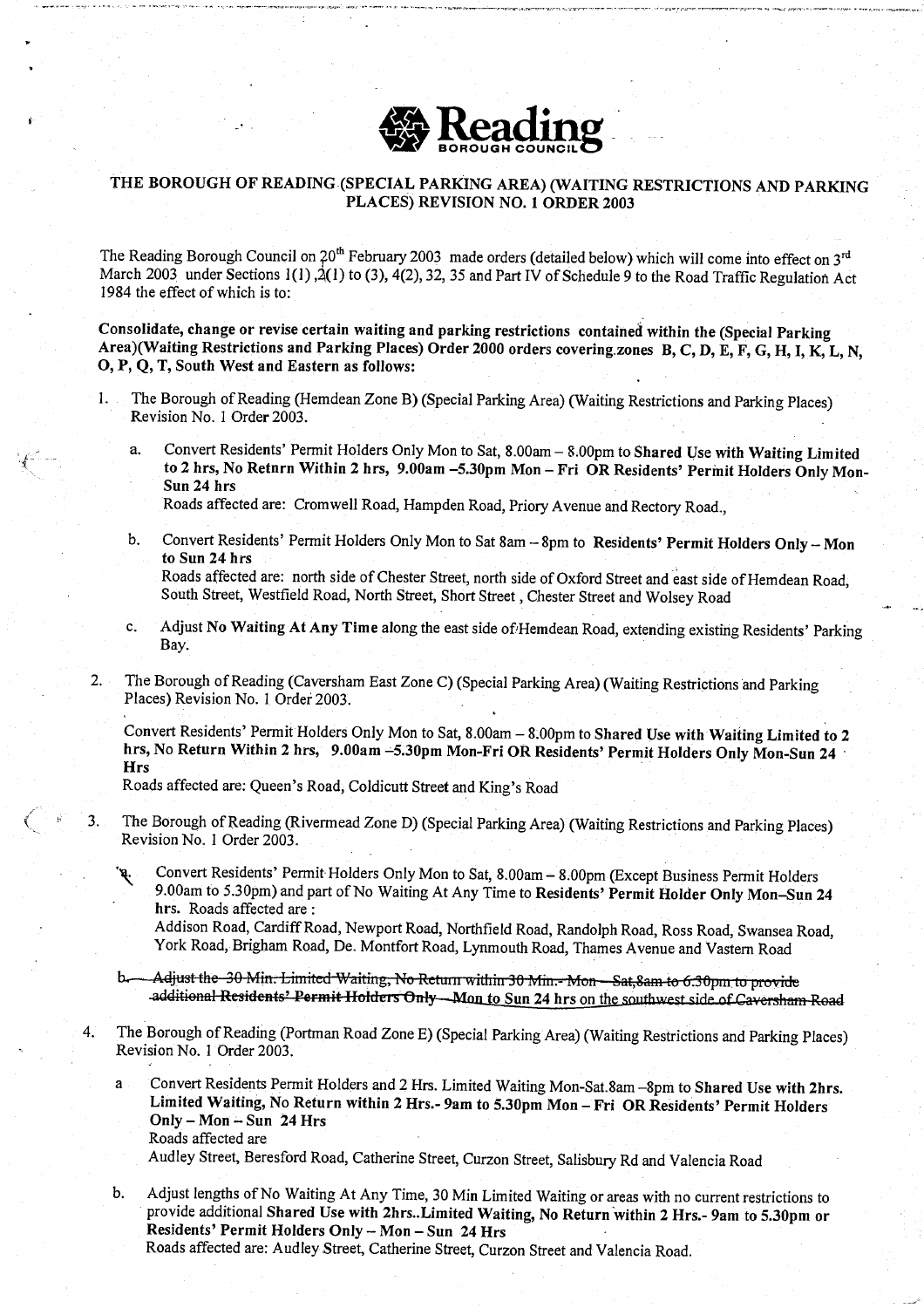Reading BOROUGH COUNCIL

## THE BOROUGH OF READING (SPECIAL PARKING AREA) (WAITING RESTRICTIONS AND PARKING PLACES) REVISION NO. 1 ORDER 2003

The Reading Borough Council on 20th February 2003 made orders (detailed below) which will come into effect on 3rd March 2003 under Sections 1(1), 2(1) to (3), 4(2), 32, 35 and Part IV of Schedule 9 to the Road Traffic Regulation Act 1984 the effect of which is to:

**Consolidate, change or revise certain waiting and parking restrictions contained within the (Special Parking Area)(Waiting Restrictions and Parking Places) Order 2000 orders covering zones B, C, D, E, F, G, H, I, K, L, N, O, P, Q, T, South West and Eastern as follows:**

1. The Borough of Reading (Hemdean Zone B) (Special Parking Area) (Waiting Restrictions and Parking Places) Revision No. 1 Order 2003.

   a. Convert Residents' Permit Holders Only Mon to Sat, 8.00am – 8.00pm to **Shared Use with Waiting Limited to 2 hrs, No Retnrn Within 2 hrs, 9.00am –5.30pm Mon – Fri OR Residents' Permit Holders Only Mon-Sun 24 hrs**
   Roads affected are: Cromwell Road, Hampden Road, Priory Avenue and Rectory Road.,

   b. Convert Residents' Permit Holders Only Mon to Sat 8am – 8pm to **Residents' Permit Holders Only – Mon to Sun 24 hrs**
   Roads affected are: north side of Chester Street, north side of Oxford Street and east side of Hemdean Road, South Street, Westfield Road, North Street, Short Street, Chester Street and Wolsey Road

   c. Adjust **No Waiting At Any Time** along the east side of Hemdean Road, extending existing Residents' Parking Bay.

2. The Borough of Reading (Caversham East Zone C) (Special Parking Area) (Waiting Restrictions and Parking Places) Revision No. 1 Order 2003.

   Convert Residents' Permit Holders Only Mon to Sat, 8.00am – 8.00pm to **Shared Use with Waiting Limited to 2 hrs, No Return Within 2 hrs, 9.00am –5.30pm Mon-Fri OR Residents' Permit Holders Only Mon-Sun 24 Hrs**
   Roads affected are: Queen's Road, Coldicutt Street and King's Road

3. The Borough of Reading (Rivermead Zone D) (Special Parking Area) (Waiting Restrictions and Parking Places) Revision No. 1 Order 2003.

   a. Convert Residents' Permit Holders Only Mon to Sat, 8.00am – 8.00pm (Except Business Permit Holders 9.00am to 5.30pm) and part of No Waiting At Any Time to **Residents' Permit Holder Only Mon–Sun 24 hrs.** Roads affected are :
   Addison Road, Cardiff Road, Newport Road, Northfield Road, Randolph Road, Ross Road, Swansea Road, York Road, Brigham Road, De. Montfort Road, Lynmouth Road, Thames Avenue and Vastern Road

   ~~b. Adjust the 30 Min. Limited Waiting, No Return within 30 Min. Mon – Sat, 8am to 6.30pm to provide additional Residents' Permit Holders Only – Mon to Sun 24 hrs on the southwest side of Caversham Road~~

4. The Borough of Reading (Portman Road Zone E) (Special Parking Area) (Waiting Restrictions and Parking Places) Revision No. 1 Order 2003.

   a Convert Residents Permit Holders and 2 Hrs. Limited Waiting Mon-Sat.8am –8pm to **Shared Use with 2hrs. Limited Waiting, No Return within 2 Hrs.- 9am to 5.30pm Mon – Fri OR Residents' Permit Holders Only – Mon – Sun 24 Hrs**
   Roads affected are
   Audley Street, Beresford Road, Catherine Street, Curzon Street, Salisbury Rd and Valencia Road

   b. Adjust lengths of No Waiting At Any Time, 30 Min Limited Waiting or areas with no current restrictions to provide additional **Shared Use with 2hrs..Limited Waiting, No Return within 2 Hrs.- 9am to 5.30pm or Residents' Permit Holders Only – Mon – Sun 24 Hrs**
   Roads affected are: Audley Street, Catherine Street, Curzon Street and Valencia Road.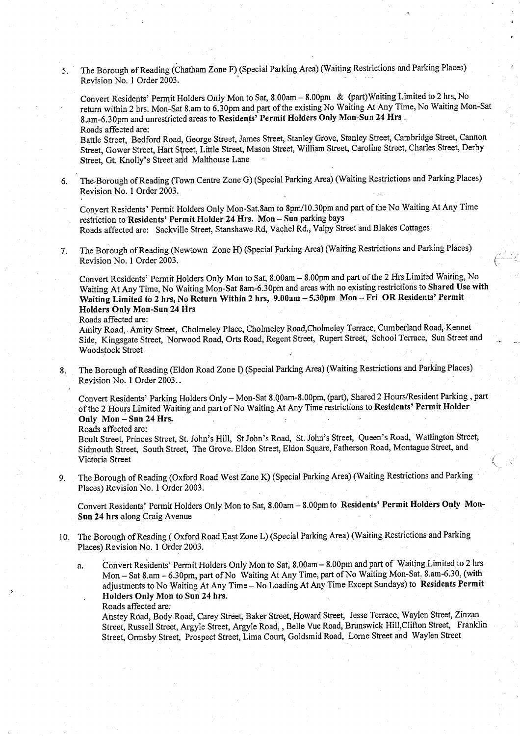5. The Borough of Reading (Chatham Zone F) (Special Parking Area) (Waiting Restrictions and Parking Places) Revision No. 1 Order 2003.

   Convert Residents' Permit Holders Only Mon to Sat, 8.00am – 8.00pm & (part)Waiting Limited to 2 hrs, No return within 2 hrs. Mon-Sat 8.am to 6.30pm and part of the existing No Waiting At Any Time, No Waiting Mon-Sat 8.am-6.30pm and unrestricted areas to **Residents' Permit Holders Only Mon-Sun 24 Hrs**.
   Roads affected are:
   Battle Street, Bedford Road, George Street, James Street, Stanley Grove, Stanley Street, Cambridge Street, Cannon Street, Gower Street, Hart Street, Little Street, Mason Street, William Street, Caroline Street, Charles Street, Derby Street, Gt. Knolly's Street and Malthouse Lane

6. The Borough of Reading (Town Centre Zone G) (Special Parking Area) (Waiting Restrictions and Parking Places) Revision No. 1 Order 2003.

   Convert Residents' Permit Holders Only Mon-Sat.8am to 8pm/10.30pm and part of the No Waiting At Any Time restriction to **Residents' Permit Holder 24 Hrs. Mon – Sun** parking bays
   Roads affected are: Sackville Street, Stanshawe Rd, Vachel Rd., Valpy Street and Blakes Cottages

7. The Borough of Reading (Newtown Zone H) (Special Parking Area) (Waiting Restrictions and Parking Places) Revision No. 1 Order 2003.

   Convert Residents' Permit Holders Only Mon to Sat, 8.00am – 8.00pm and part of the 2 Hrs Limited Waiting, No Waiting At Any Time, No Waiting Mon-Sat 8am-6.30pm and areas with no existing restrictions to **Shared Use with Waiting Limited to 2 hrs, No Return Within 2 hrs, 9.00am – 5.30pm Mon – Fri OR Residents' Permit Holders Only Mon-Sun 24 Hrs**
   Roads affected are:
   Amity Road, Amity Street, Cholmeley Place, Cholmeley Road,Cholmeley Terrace, Cumberland Road, Kennet Side, Kingsgate Street, Norwood Road, Orts Road, Regent Street, Rupert Street, School Terrace, Sun Street and Woodstock Street

8. The Borough of Reading (Eldon Road Zone I) (Special Parking Area) (Waiting Restrictions and Parking Places) Revision No. 1 Order 2003..

   Convert Residents' Parking Holders Only – Mon-Sat 8.00am-8.00pm, (part), Shared 2 Hours/Resident Parking , part of the 2 Hours Limited Waiting and part of No Waiting At Any Time restrictions to **Residents' Permit Holder Only Mon – Snn 24 Hrs.**
   Roads affected are:
   Boult Street, Princes Street, St. John's Hill, St John's Road, St. John's Street, Queen's Road, Watlington Street, Sidmouth Street, South Street, The Grove. Eldon Street, Eldon Square, Fatherson Road, Montague Street, and Victoria Street

9. The Borough of Reading (Oxford Road West Zone K) (Special Parking Area) (Waiting Restrictions and Parking Places) Revision No. 1 Order 2003.

   Convert Residents' Permit Holders Only Mon to Sat, 8.00am – 8.00pm to **Residents' Permit Holders Only Mon-Sun 24 hrs** along Craig Avenue

10. The Borough of Reading ( Oxford Road East Zone L) (Special Parking Area) (Waiting Restrictions and Parking Places) Revision No. 1 Order 2003.

    a. Convert Residents' Permit Holders Only Mon to Sat, 8.00am – 8.00pm and part of Waiting Limited to 2 hrs Mon – Sat 8.am – 6.30pm, part of No Waiting At Any Time, part of No Waiting Mon-Sat. 8.am-6.30, (with adjustments to No Waiting At Any Time – No Loading At Any Time Except Sundays) to **Residents Permit Holders Only Mon to Sun 24 hrs.**
       Roads affected are:
       Anstey Road, Body Road, Carey Street, Baker Street, Howard Street, Jesse Terrace, Waylen Street, Zinzan Street, Russell Street, Argyle Street, Argyle Road, , Belle Vue Road, Brunswick Hill,Clifton Street, Franklin Street, Ormsby Street, Prospect Street, Lima Court, Goldsmid Road, Lorne Street and Waylen Street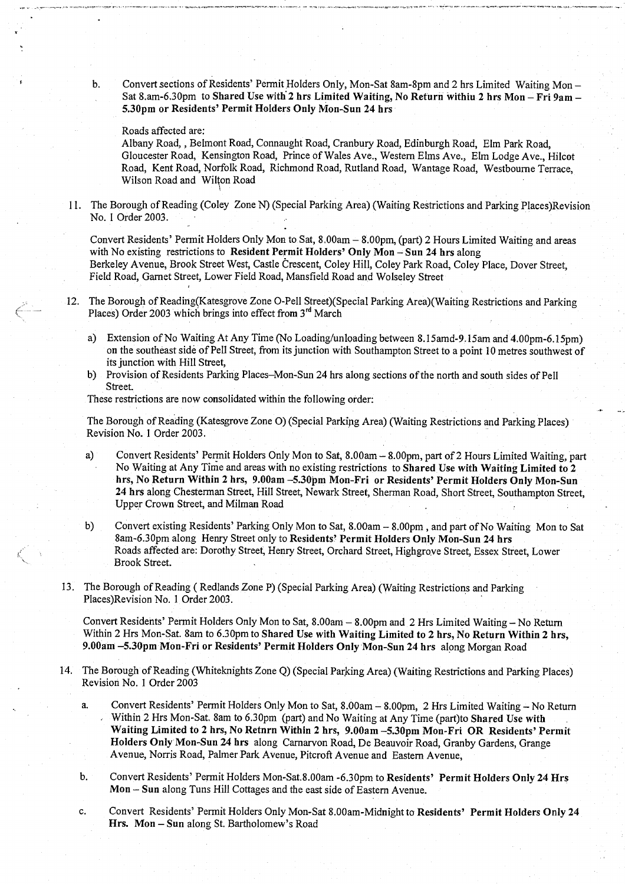b. Convert sections of Residents' Permit Holders Only, Mon-Sat 8am-8pm and 2 hrs Limited Waiting Mon – Sat 8.am-6.30pm to **Shared Use with 2 hrs Limited Waiting, No Return withiu 2 hrs Mon – Fri 9am – 5.30pm or Residents' Permit Holders Only Mon-Sun 24 hrs**

Roads affected are:
Albany Road, , Belmont Road, Connaught Road, Cranbury Road, Edinburgh Road, Elm Park Road, Gloucester Road, Kensington Road, Prince of Wales Ave., Western Elms Ave., Elm Lodge Ave., Hilcot Road, Kent Road, Norfolk Road, Richmond Road, Rutland Road, Wantage Road, Westbourne Terrace, Wilson Road and Wilton Road

11. The Borough of Reading (Coley Zone N) (Special Parking Area) (Waiting Restrictions and Parking Places)Revision No. 1 Order 2003.

Convert Residents' Permit Holders Only Mon to Sat, 8.00am – 8.00pm, (part) 2 Hours Limited Waiting and areas with No existing restrictions to **Resident Permit Holders' Only Mon – Sun 24 hrs** along Berkeley Avenue, Brook Street West, Castle Crescent, Coley Hill, Coley Park Road, Coley Place, Dover Street, Field Road, Garnet Street, Lower Field Road, Mansfield Road and Wolseley Street

12. The Borough of Reading(Katesgrove Zone O-Pell Street)(Special Parking Area)(Waiting Restrictions and Parking Places) Order 2003 which brings into effect from 3rd March

   a) Extension of No Waiting At Any Time (No Loading/unloading between 8.15amd-9.15am and 4.00pm-6.15pm) on the southeast side of Pell Street, from its junction with Southampton Street to a point 10 metres southwest of its junction with Hill Street,
   b) Provision of Residents Parking Places–Mon-Sun 24 hrs along sections of the north and south sides of Pell Street.

These restrictions are now consolidated within the following order:

The Borough of Reading (Katesgrove Zone O) (Special Parking Area) (Waiting Restrictions and Parking Places) Revision No. 1 Order 2003.

   a) Convert Residents' Permit Holders Only Mon to Sat, 8.00am – 8.00pm, part of 2 Hours Limited Waiting, part No Waiting at Any Time and areas with no existing restrictions to **Shared Use with Waiting Limited to 2 hrs, No Return Within 2 hrs, 9.00am –5.30pm Mon-Fri or Residents' Permit Holders Only Mon-Sun 24 hrs** along Chesterman Street, Hill Street, Newark Street, Sherman Road, Short Street, Southampton Street, Upper Crown Street, and Milman Road

   b) Convert existing Residents' Parking Only Mon to Sat, 8.00am – 8.00pm , and part of No Waiting Mon to Sat 8am-6.30pm along Henry Street only to **Residents' Permit Holders Only Mon-Sun 24 hrs**
   Roads affected are: Dorothy Street, Henry Street, Orchard Street, Highgrove Street, Essex Street, Lower Brook Street.

13. The Borough of Reading ( Redlands Zone P) (Special Parking Area) (Waiting Restrictions and Parking Places)Revision No. 1 Order 2003.

Convert Residents' Permit Holders Only Mon to Sat, 8.00am – 8.00pm and 2 Hrs Limited Waiting – No Return Within 2 Hrs Mon-Sat. 8am to 6.30pm to **Shared Use with Waiting Limited to 2 hrs, No Return Within 2 hrs, 9.00am –5.30pm Mon-Fri or Residents' Permit Holders Only Mon-Sun 24 hrs** along Morgan Road

14. The Borough of Reading (Whiteknights Zone Q) (Special Parking Area) (Waiting Restrictions and Parking Places) Revision No. 1 Order 2003

   a. Convert Residents' Permit Holders Only Mon to Sat, 8.00am – 8.00pm, 2 Hrs Limited Waiting – No Return Within 2 Hrs Mon-Sat. 8am to 6.30pm (part) and No Waiting at Any Time (part)to **Shared Use with Waiting Limited to 2 hrs, No Retnrn Within 2 hrs, 9.00am –5.30pm Mon-Fri OR Residents' Permit Holders Only Mon-Sun 24 hrs** along Carnarvon Road, De Beauvoir Road, Granby Gardens, Grange Avenue, Norris Road, Palmer Park Avenue, Pitcroft Avenue and Eastern Avenue,

   b. Convert Residents' Permit Holders Mon-Sat.8.00am -6.30pm to **Residents' Permit Holders Only 24 Hrs Mon – Sun** along Tuns Hill Cottages and the east side of Eastern Avenue.

   c. Convert Residents' Permit Holders Only Mon-Sat 8.00am-Midnight to **Residents' Permit Holders Only 24 Hrs. Mon – Sun** along St. Bartholomew's Road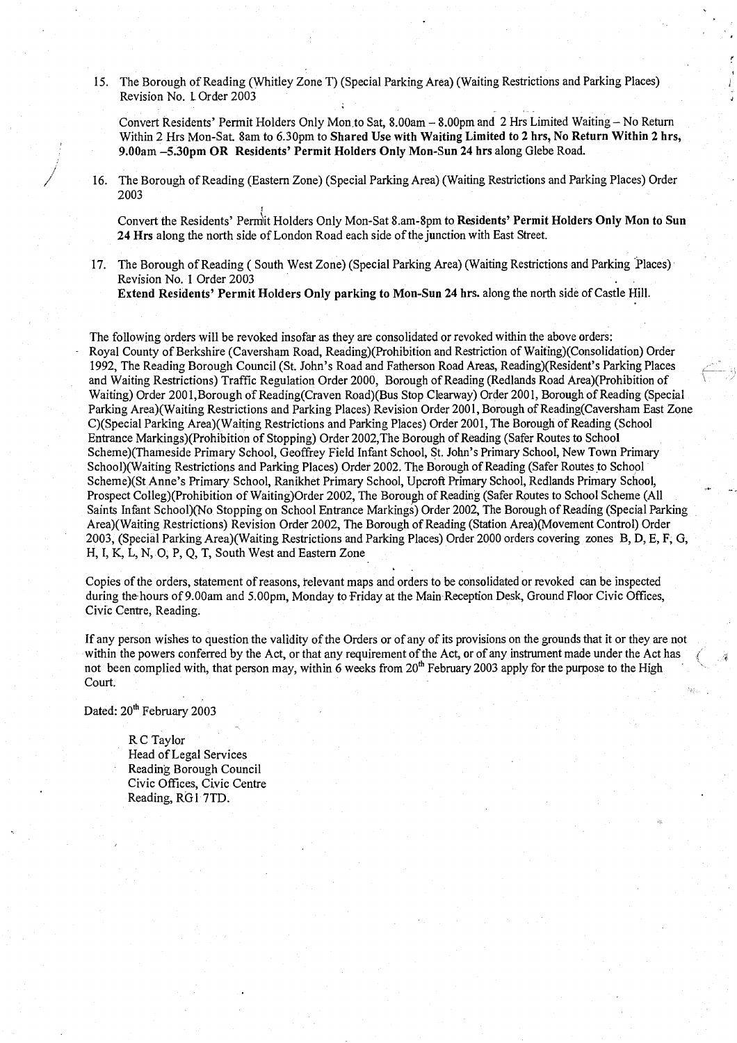15. The Borough of Reading (Whitley Zone T) (Special Parking Area) (Waiting Restrictions and Parking Places) Revision No. 1 Order 2003

    Convert Residents' Permit Holders Only Mon to Sat, 8.00am – 8.00pm and 2 Hrs Limited Waiting – No Return Within 2 Hrs Mon-Sat. 8am to 6.30pm to **Shared Use with Waiting Limited to 2 hrs, No Return Within 2 hrs, 9.00am –5.30pm OR Residents' Permit Holders Only Mon-Sun 24 hrs** along Glebe Road.

16. The Borough of Reading (Eastern Zone) (Special Parking Area) (Waiting Restrictions and Parking Places) Order 2003

    Convert the Residents' Permit Holders Only Mon-Sat 8.am-8pm to **Residents' Permit Holders Only Mon to Sun 24 Hrs** along the north side of London Road each side of the junction with East Street.

17. The Borough of Reading ( South West Zone) (Special Parking Area) (Waiting Restrictions and Parking Places) Revision No. 1 Order 2003
    **Extend Residents' Permit Holders Only parking to Mon-Sun 24 hrs.** along the north side of Castle Hill.

The following orders will be revoked insofar as they are consolidated or revoked within the above orders:
Royal County of Berkshire (Caversham Road, Reading)(Prohibition and Restriction of Waiting)(Consolidation) Order 1992, The Reading Borough Council (St. John's Road and Fatherson Road Areas, Reading)(Resident's Parking Places and Waiting Restrictions) Traffic Regulation Order 2000, Borough of Reading (Redlands Road Area)(Prohibition of Waiting) Order 2001,Borough of Reading(Craven Road)(Bus Stop Clearway) Order 2001, Borough of Reading (Special Parking Area)(Waiting Restrictions and Parking Places) Revision Order 2001, Borough of Reading(Caversham East Zone C)(Special Parking Area)(Waiting Restrictions and Parking Places) Order 2001, The Borough of Reading (School Entrance Markings)(Prohibition of Stopping) Order 2002,The Borough of Reading (Safer Routes to School Scheme)(Thameside Primary School, Geoffrey Field Infant School, St. John's Primary School, New Town Primary School)(Waiting Restrictions and Parking Places) Order 2002. The Borough of Reading (Safer Routes to School Scheme)(St Anne's Primary School, Ranikhet Primary School, Upcroft Primary School, Redlands Primary School, Prospect Colleg)(Prohibition of Waiting)Order 2002, The Borough of Reading (Safer Routes to School Scheme (All Saints Infant School)(No Stopping on School Entrance Markings) Order 2002, The Borough of Reading (Special Parking Area)(Waiting Restrictions) Revision Order 2002, The Borough of Reading (Station Area)(Movement Control) Order 2003, (Special Parking Area)(Waiting Restrictions and Parking Places) Order 2000 orders covering zones B, D, E, F, G, H, I, K, L, N, O, P, Q, T, South West and Eastern Zone

Copies of the orders, statement of reasons, relevant maps and orders to be consolidated or revoked can be inspected during the hours of 9.00am and 5.00pm, Monday to Friday at the Main Reception Desk, Ground Floor Civic Offices, Civic Centre, Reading.

If any person wishes to question the validity of the Orders or of any of its provisions on the grounds that it or they are not within the powers conferred by the Act, or that any requirement of the Act, or of any instrument made under the Act has not been complied with, that person may, within 6 weeks from 20th February 2003 apply for the purpose to the High Court.

Dated: 20th February 2003

R C Taylor
Head of Legal Services
Reading Borough Council
Civic Offices, Civic Centre
Reading, RG1 7TD.